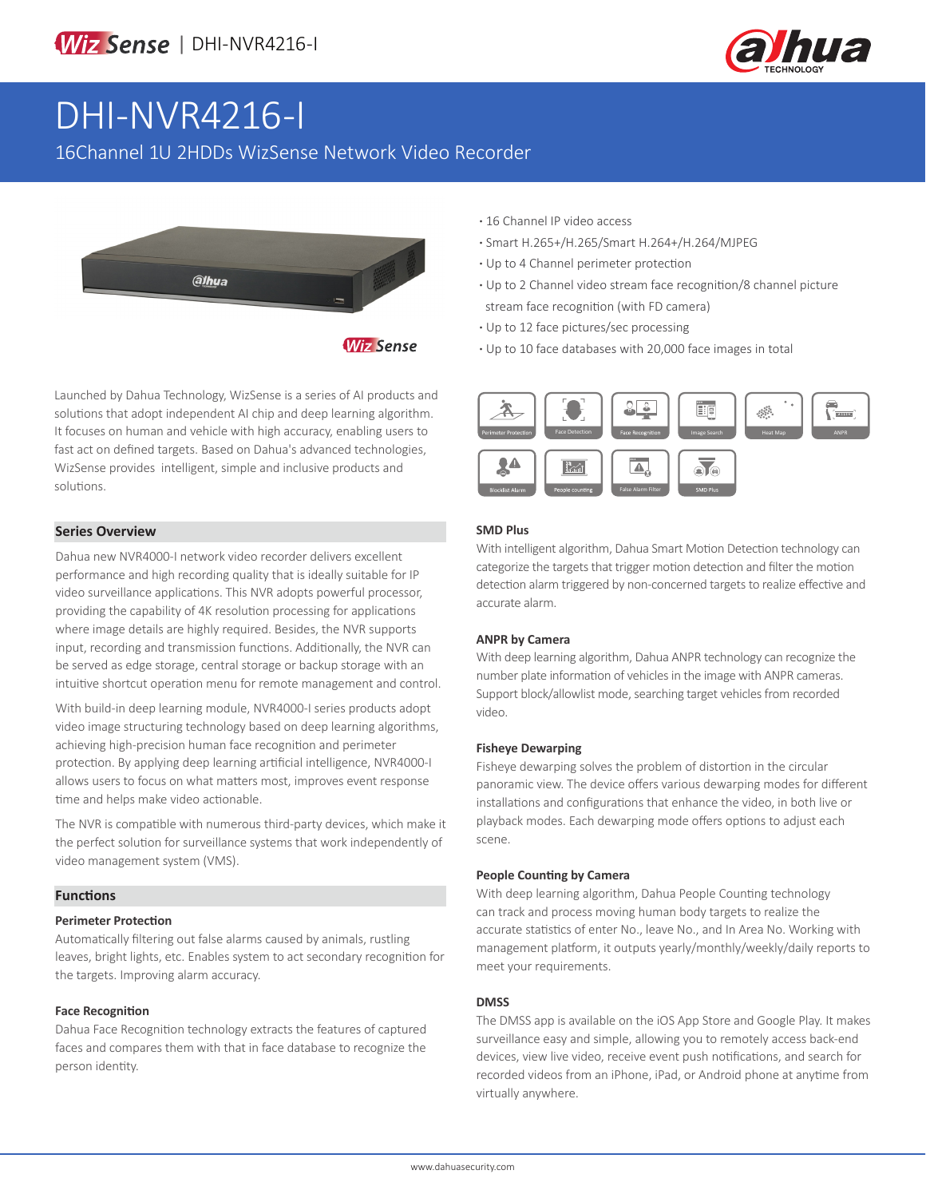# DHI-NVR4216-I

16Channel 1U 2HDDs WizSense Network Video Recorder

- 16 Channel IP video access
- Smart H.265+/H.265/Smart H.264+/H.264/MJPEG
- Up to 4 Channel perimeter protection
- Up to 2 Channel video stream face recognition/8 channel picture stream face recognition (with FD camera)
- Up to 12 face pictures/sec processing
- Up to 10 face databases with 20,000 face images in total

Launched by Dahua Technology, WizSense is a series of AI products and solutions that adopt independent AI chip and deep learning algorithm. It focuses on human and vehicle with high accuracy, enabling users to fast act on defined targets. Based on Dahua's advanced technologies, WizSense provides intelligent, simple and inclusive products and solutions.

Perimeter Protection | Face Detection | Face Recognition | Image Search | Heat Map | ANPR | Blocklist Alarm | People counting | False Alarm Filter | SMD Plus

## Series Overview

Dahua new NVR4000-I network video recorder delivers excellent performance and high recording quality that is ideally suitable for IP video surveillance applications. This NVR adopts powerful processor, providing the capability of 4K resolution processing for applications where image details are highly required. Besides, the NVR supports input, recording and transmission functions. Additionally, the NVR can be served as edge storage, central storage or backup storage with an intuitive shortcut operation menu for remote management and control.

With build-in deep learning module, NVR4000-I series products adopt video image structuring technology based on deep learning algorithms, achieving high-precision human face recognition and perimeter protection. By applying deep learning artificial intelligence, NVR4000-I allows users to focus on what matters most, improves event response time and helps make video actionable.

The NVR is compatible with numerous third-party devices, which make it the perfect solution for surveillance systems that work independently of video management system (VMS).

## Functions

### Perimeter Protection

Automatically filtering out false alarms caused by animals, rustling leaves, bright lights, etc. Enables system to act secondary recognition for the targets. Improving alarm accuracy.

### Face Recognition

Dahua Face Recognition technology extracts the features of captured faces and compares them with that in face database to recognize the person identity.

### SMD Plus

With intelligent algorithm, Dahua Smart Motion Detection technology can categorize the targets that trigger motion detection and filter the motion detection alarm triggered by non-concerned targets to realize effective and accurate alarm.

### ANPR by Camera

With deep learning algorithm, Dahua ANPR technology can recognize the number plate information of vehicles in the image with ANPR cameras. Support block/allowlist mode, searching target vehicles from recorded video.

### Fisheye Dewarping

Fisheye dewarping solves the problem of distortion in the circular panoramic view. The device offers various dewarping modes for different installations and configurations that enhance the video, in both live or playback modes. Each dewarping mode offers options to adjust each scene.

### People Counting by Camera

With deep learning algorithm, Dahua People Counting technology can track and process moving human body targets to realize the accurate statistics of enter No., leave No., and In Area No. Working with management platform, it outputs yearly/monthly/weekly/daily reports to meet your requirements.

### DMSS

The DMSS app is available on the iOS App Store and Google Play. It makes surveillance easy and simple, allowing you to remotely access back-end devices, view live video, receive event push notifications, and search for recorded videos from an iPhone, iPad, or Android phone at anytime from virtually anywhere.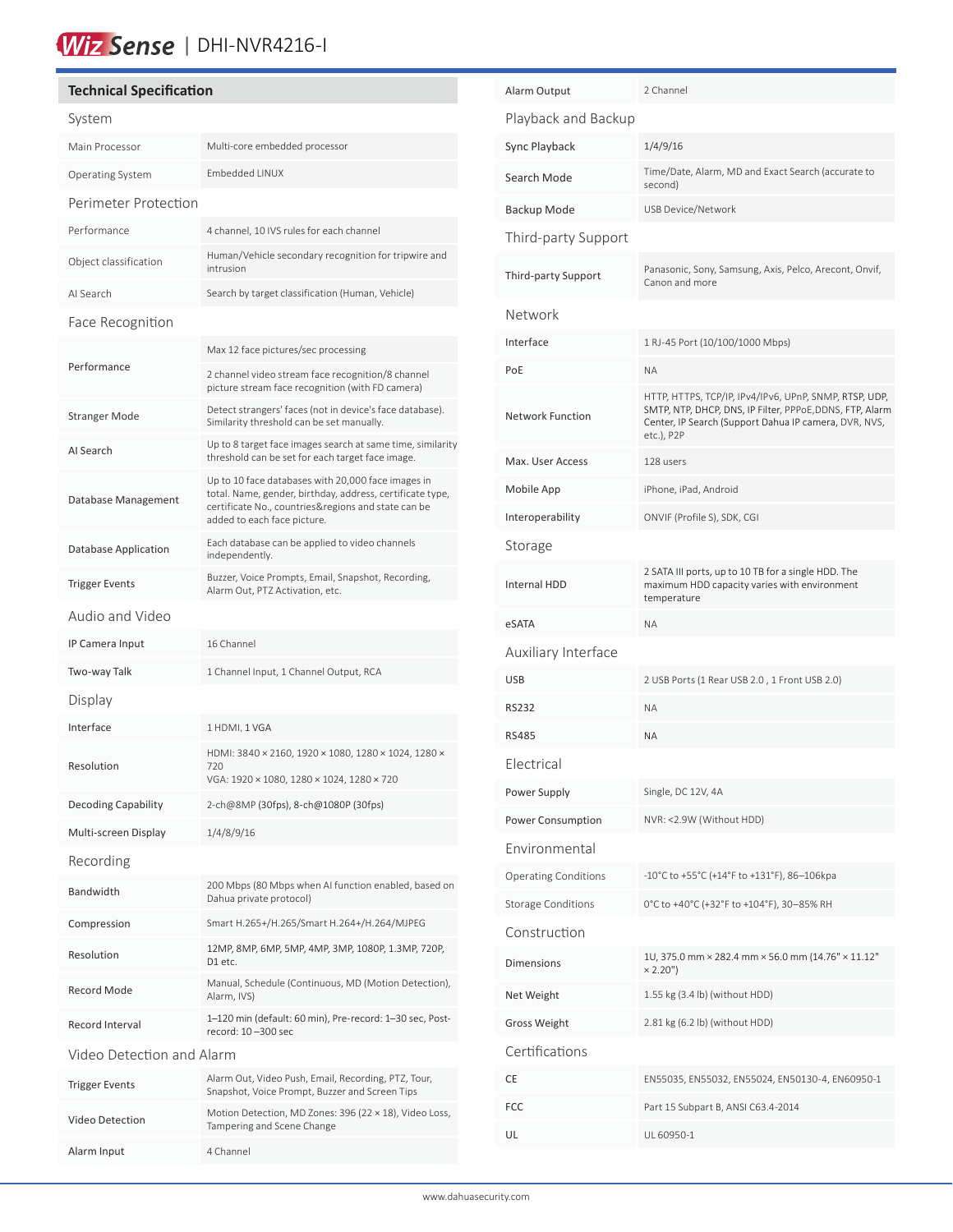WizSense | DHI-NVR4216-I

## Technical Specification

### System

| | |
|---|---|
| Main Processor | Multi-core embedded processor |
| Operating System | Embedded LINUX |

### Perimeter Protection

| | |
|---|---|
| Performance | 4 channel, 10 IVS rules for each channel |
| Object classification | Human/Vehicle secondary recognition for tripwire and intrusion |
| AI Search | Search by target classification (Human, Vehicle) |

### Face Recognition

| | |
|---|---|
| Performance | Max 12 face pictures/sec processing<br>2 channel video stream face recognition/8 channel picture stream face recognition (with FD camera) |
| Stranger Mode | Detect strangers' faces (not in device's face database). Similarity threshold can be set manually. |
| AI Search | Up to 8 target face images search at same time, similarity threshold can be set for each target face image. |
| Database Management | Up to 10 face databases with 20,000 face images in total. Name, gender, birthday, address, certificate type, certificate No., countries&regions and state can be added to each face picture. |
| Database Application | Each database can be applied to video channels independently. |
| Trigger Events | Buzzer, Voice Prompts, Email, Snapshot, Recording, Alarm Out, PTZ Activation, etc. |

### Audio and Video

| | |
|---|---|
| IP Camera Input | 16 Channel |
| Two-way Talk | 1 Channel Input, 1 Channel Output, RCA |

### Display

| | |
|---|---|
| Interface | 1 HDMI, 1 VGA |
| Resolution | HDMI: 3840 × 2160, 1920 × 1080, 1280 × 1024, 1280 × 720<br>VGA: 1920 × 1080, 1280 × 1024, 1280 × 720 |
| Decoding Capability | 2-ch@8MP (30fps), 8-ch@1080P (30fps) |
| Multi-screen Display | 1/4/8/9/16 |

### Recording

| | |
|---|---|
| Bandwidth | 200 Mbps (80 Mbps when AI function enabled, based on Dahua private protocol) |
| Compression | Smart H.265+/H.265/Smart H.264+/H.264/MJPEG |
| Resolution | 12MP, 8MP, 6MP, 5MP, 4MP, 3MP, 1080P, 1.3MP, 720P, D1 etc. |
| Record Mode | Manual, Schedule (Continuous, MD (Motion Detection), Alarm, IVS) |
| Record Interval | 1–120 min (default: 60 min), Pre-record: 1–30 sec, Post-record: 10 –300 sec |

### Video Detection and Alarm

| | |
|---|---|
| Trigger Events | Alarm Out, Video Push, Email, Recording, PTZ, Tour, Snapshot, Voice Prompt, Buzzer and Screen Tips |
| Video Detection | Motion Detection, MD Zones: 396 (22 × 18), Video Loss, Tampering and Scene Change |
| Alarm Input | 4 Channel |
| Alarm Output | 2 Channel |

### Playback and Backup

| | |
|---|---|
| Sync Playback | 1/4/9/16 |
| Search Mode | Time/Date, Alarm, MD and Exact Search (accurate to second) |
| Backup Mode | USB Device/Network |

### Third-party Support

| | |
|---|---|
| Third-party Support | Panasonic, Sony, Samsung, Axis, Pelco, Arecont, Onvif, Canon and more |

### Network

| | |
|---|---|
| Interface | 1 RJ-45 Port (10/100/1000 Mbps) |
| PoE | NA |
| Network Function | HTTP, HTTPS, TCP/IP, IPv4/IPv6, UPnP, SNMP, RTSP, UDP, SMTP, NTP, DHCP, DNS, IP Filter, PPPoE,DDNS, FTP, Alarm Center, IP Search (Support Dahua IP camera, DVR, NVS, etc.), P2P |
| Max. User Access | 128 users |
| Mobile App | iPhone, iPad, Android |
| Interoperability | ONVIF (Profile S), SDK, CGI |

### Storage

| | |
|---|---|
| Internal HDD | 2 SATA III ports, up to 10 TB for a single HDD. The maximum HDD capacity varies with environment temperature |
| eSATA | NA |

### Auxiliary Interface

| | |
|---|---|
| USB | 2 USB Ports (1 Rear USB 2.0 , 1 Front USB 2.0) |
| RS232 | NA |
| RS485 | NA |

### Electrical

| | |
|---|---|
| Power Supply | Single, DC 12V, 4A |
| Power Consumption | NVR: <2.9W (Without HDD) |

### Environmental

| | |
|---|---|
| Operating Conditions | -10°C to +55°C (+14°F to +131°F), 86–106kpa |
| Storage Conditions | 0°C to +40°C (+32°F to +104°F), 30–85% RH |

### Construction

| | |
|---|---|
| Dimensions | 1U, 375.0 mm × 282.4 mm × 56.0 mm (14.76" × 11.12" × 2.20") |
| Net Weight | 1.55 kg (3.4 lb) (without HDD) |
| Gross Weight | 2.81 kg (6.2 lb) (without HDD) |

### Certifications

| | |
|---|---|
| CE | EN55035, EN55032, EN55024, EN50130-4, EN60950-1 |
| FCC | Part 15 Subpart B, ANSI C63.4-2014 |
| UL | UL 60950-1 |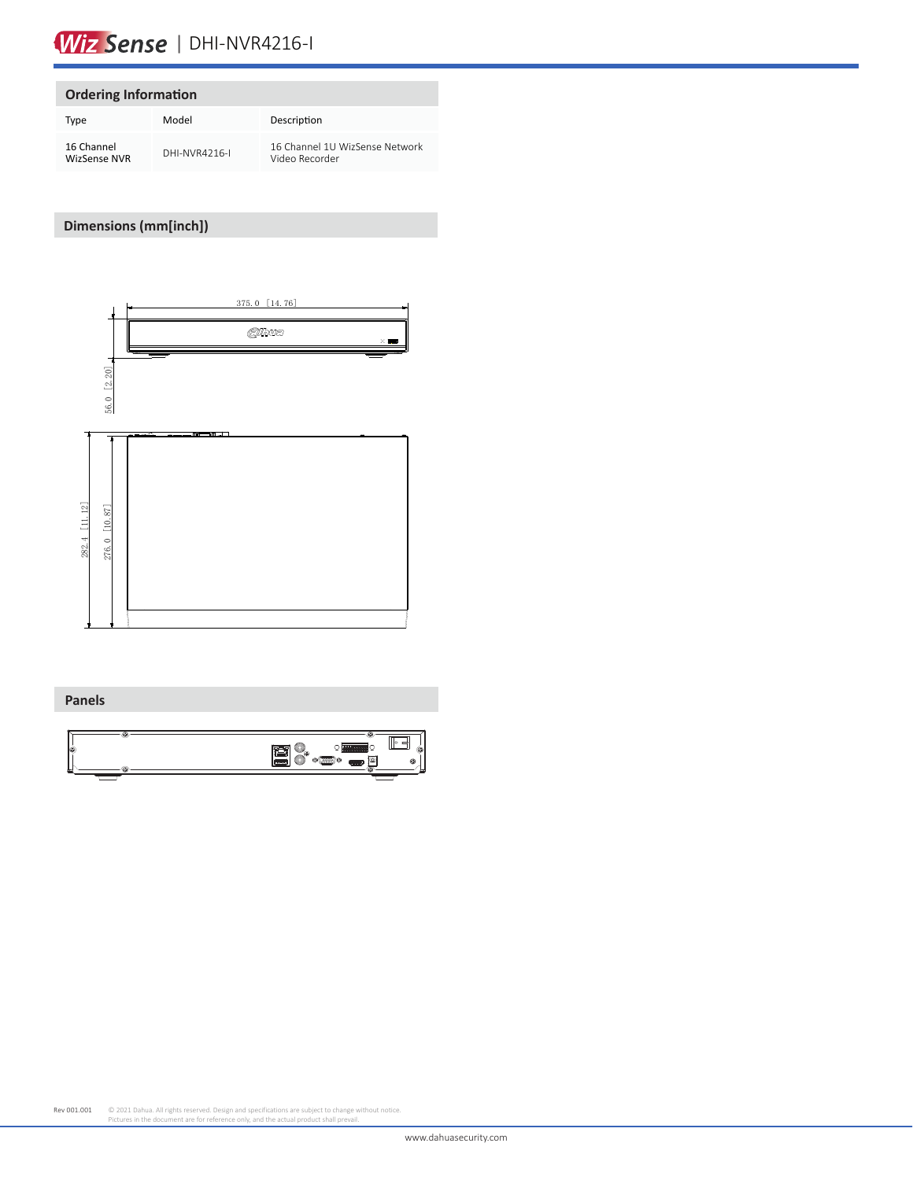## Ordering Information

| Type | Model | Description |
|---|---|---|
| 16 Channel WizSense NVR | DHI-NVR4216-I | 16 Channel 1U WizSense Network Video Recorder |

## Dimensions (mm[inch])

375.0 [14.76]

56.0 [2.20]

282.4 [11.12]

276.0 [10.87]

## Panels

Rev 001.001 © 2021 Dahua. All rights reserved. Design and specifications are subject to change without notice. Pictures in the document are for reference only, and the actual product shall prevail.

www.dahuasecurity.com